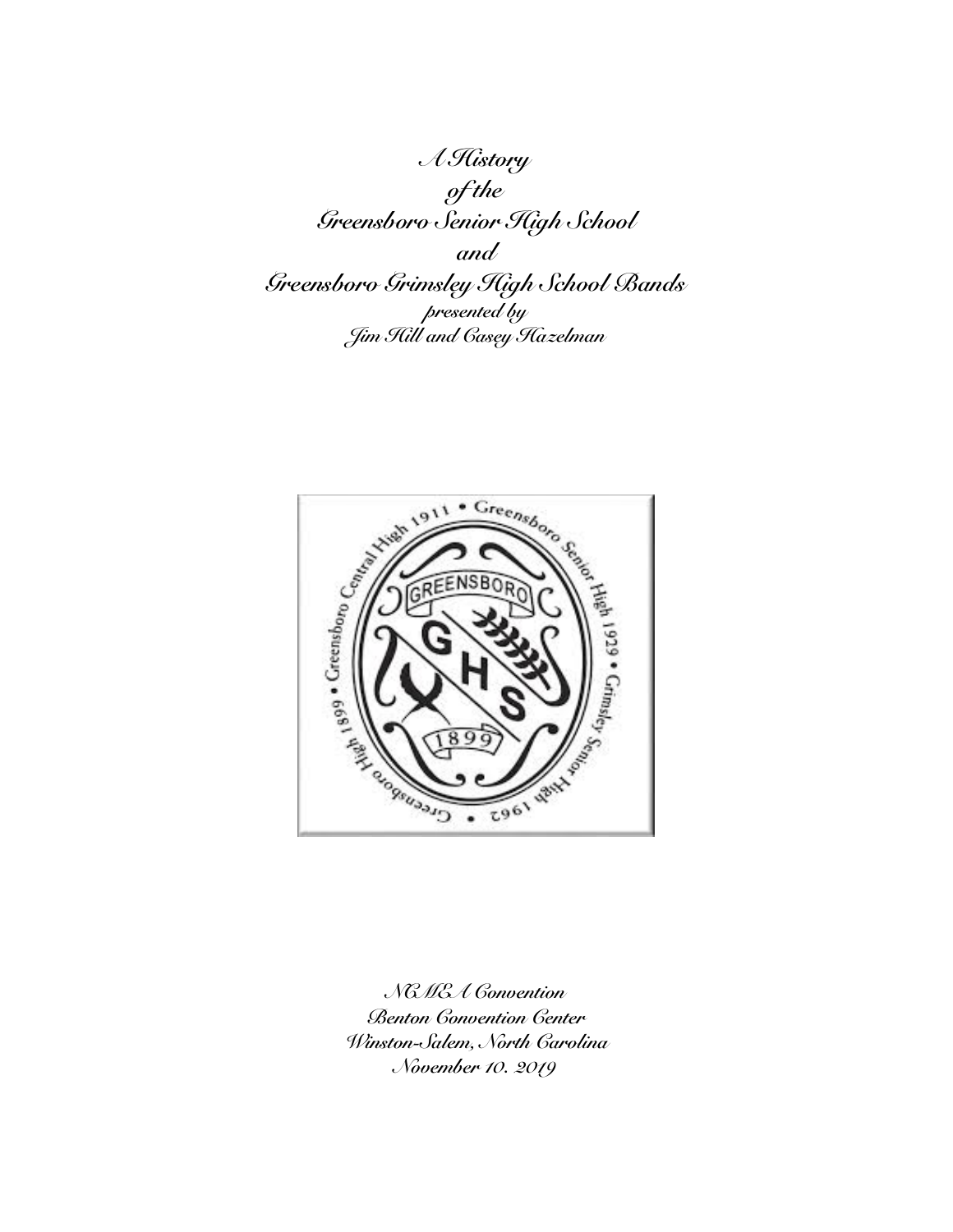# *A History of the Greensboro Senior High School and Greensboro Grimsley High School Bands*

*presented by*
*Jim Hill and Casey Hazelman*

*NCMEA Convention*
*Benton Convention Center*
*Winston-Salem, North Carolina*
*November 10. 2019*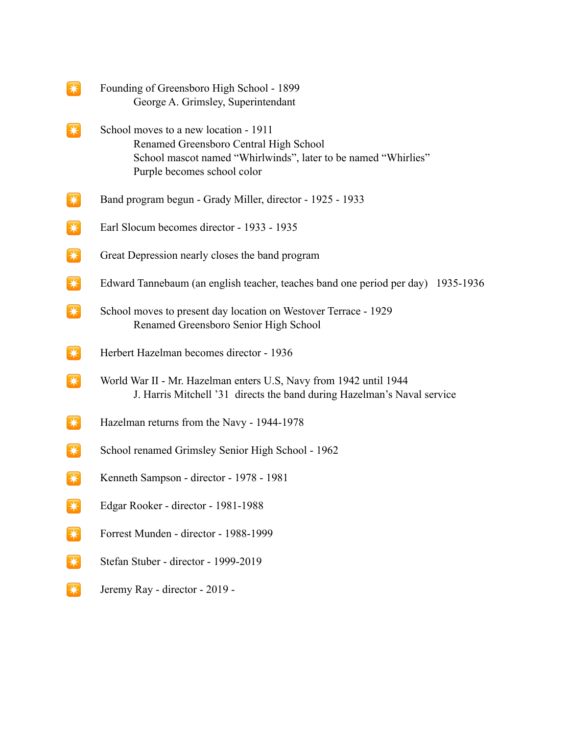- ✴️ Founding of Greensboro High School - 1899
  - George A. Grimsley, Superintendant
- ✴️ School moves to a new location - 1911
  - Renamed Greensboro Central High School
  - School mascot named “Whirlwinds”, later to be named “Whirlies”
  - Purple becomes school color
- ✴️ Band program begun - Grady Miller, director - 1925 - 1933
- ✴️ Earl Slocum becomes director - 1933 - 1935
- ✴️ Great Depression nearly closes the band program
- ✴️ Edward Tannebaum (an english teacher, teaches band one period per day) 1935-1936
- ✴️ School moves to present day location on Westover Terrace - 1929
  - Renamed Greensboro Senior High School
- ✴️ Herbert Hazelman becomes director - 1936
- ✴️ World War II - Mr. Hazelman enters U.S, Navy from 1942 until 1944
  - J. Harris Mitchell ’31 directs the band during Hazelman’s Naval service
- ✴️ Hazelman returns from the Navy - 1944-1978
- ✴️ School renamed Grimsley Senior High School - 1962
- ✴️ Kenneth Sampson - director - 1978 - 1981
- ✴️ Edgar Rooker - director - 1981-1988
- ✴️ Forrest Munden - director - 1988-1999
- ✴️ Stefan Stuber - director - 1999-2019
- ✴️ Jeremy Ray - director - 2019 -